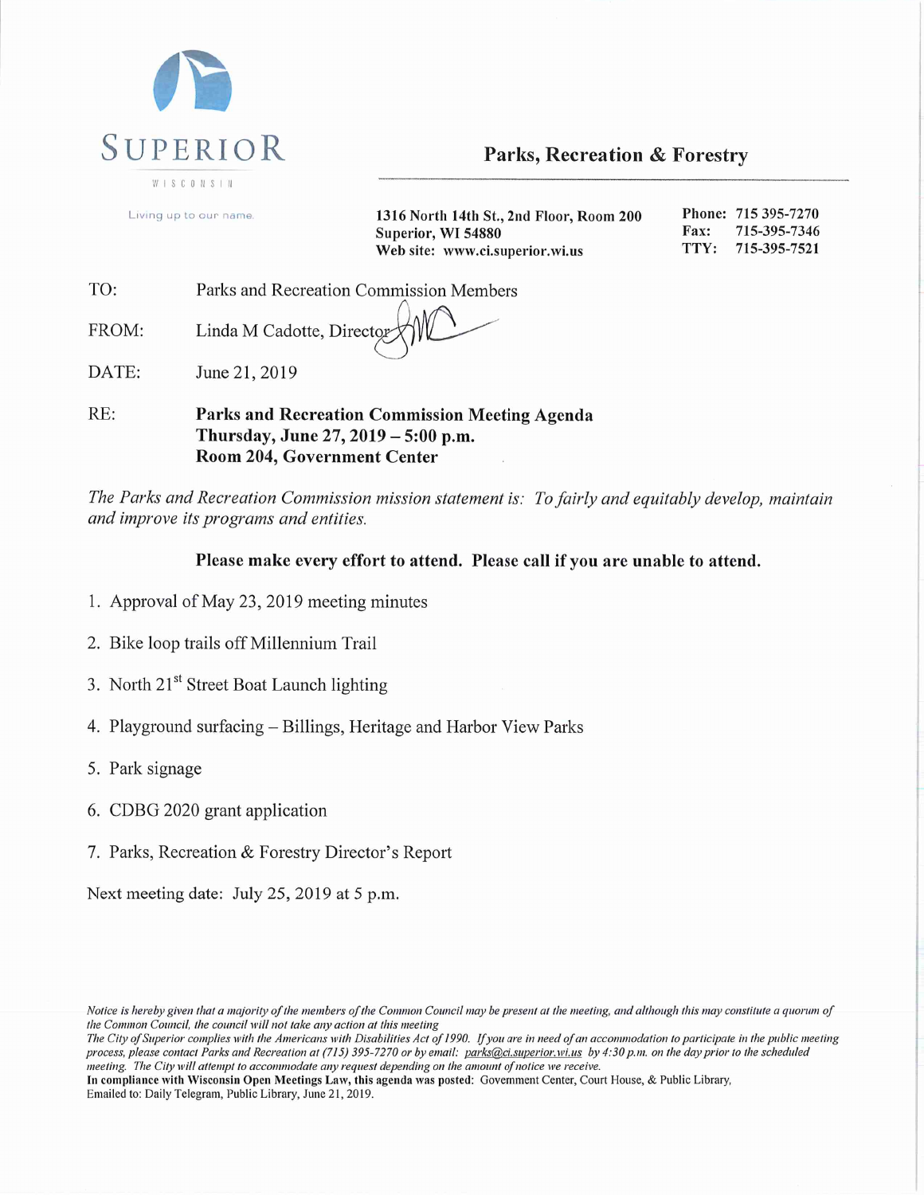SUPERIOR

WISCONSIN

Living up to our name.

## Parks, Recreation & Forestry

**1316 North 14th St., 2nd Floor, Room 200**
**Superior, WI 54880**
**Web site: www.ci.superior.wi.us**

**Phone:** 715 395-7270
**Fax:** 715-395-7346
**TTY:** 715-395-7521

TO: Parks and Recreation Commission Members

FROM: Linda M Cadotte, Director

DATE: June 21, 2019

RE: **Parks and Recreation Commission Meeting Agenda**
**Thursday, June 27, 2019 – 5:00 p.m.**
**Room 204, Government Center**

*The Parks and Recreation Commission mission statement is: To fairly and equitably develop, maintain and improve its programs and entities.*

**Please make every effort to attend. Please call if you are unable to attend.**

1. Approval of May 23, 2019 meeting minutes
2. Bike loop trails off Millennium Trail
3. North 21st Street Boat Launch lighting
4. Playground surfacing – Billings, Heritage and Harbor View Parks
5. Park signage
6. CDBG 2020 grant application
7. Parks, Recreation & Forestry Director's Report

Next meeting date: July 25, 2019 at 5 p.m.

*Notice is hereby given that a majority of the members of the Common Council may be present at the meeting, and although this may constitute a quorum of the Common Council, the council will not take any action at this meeting*
*The City of Superior complies with the Americans with Disabilities Act of 1990. If you are in need of an accommodation to participate in the public meeting process, please contact Parks and Recreation at (715) 395-7270 or by email: parks@ci.superior.wi.us by 4:30 p.m. on the day prior to the scheduled meeting. The City will attempt to accommodate any request depending on the amount of notice we receive.*
**In compliance with Wisconsin Open Meetings Law, this agenda was posted:** Government Center, Court House, & Public Library,
Emailed to: Daily Telegram, Public Library, June 21, 2019.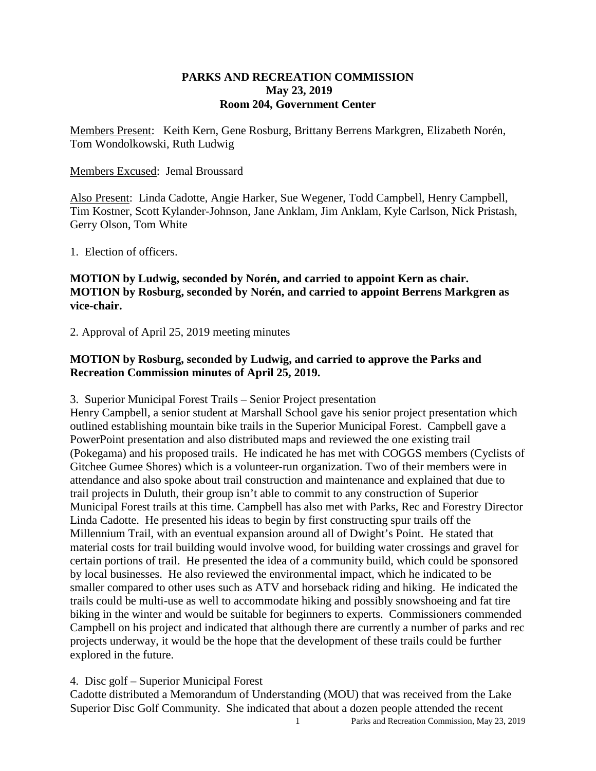# PARKS AND RECREATION COMMISSION
**May 23, 2019**
**Room 204, Government Center**

Members Present: Keith Kern, Gene Rosburg, Brittany Berrens Markgren, Elizabeth Norén, Tom Wondolkowski, Ruth Ludwig

Members Excused: Jemal Broussard

Also Present: Linda Cadotte, Angie Harker, Sue Wegener, Todd Campbell, Henry Campbell, Tim Kostner, Scott Kylander-Johnson, Jane Anklam, Jim Anklam, Kyle Carlson, Nick Pristash, Gerry Olson, Tom White

1. Election of officers.

**MOTION by Ludwig, seconded by Norén, and carried to appoint Kern as chair.**
**MOTION by Rosburg, seconded by Norén, and carried to appoint Berrens Markgren as vice-chair.**

2. Approval of April 25, 2019 meeting minutes

**MOTION by Rosburg, seconded by Ludwig, and carried to approve the Parks and Recreation Commission minutes of April 25, 2019.**

3. Superior Municipal Forest Trails – Senior Project presentation
Henry Campbell, a senior student at Marshall School gave his senior project presentation which outlined establishing mountain bike trails in the Superior Municipal Forest. Campbell gave a PowerPoint presentation and also distributed maps and reviewed the one existing trail (Pokegama) and his proposed trails. He indicated he has met with COGGS members (Cyclists of Gitchee Gumee Shores) which is a volunteer-run organization. Two of their members were in attendance and also spoke about trail construction and maintenance and explained that due to trail projects in Duluth, their group isn't able to commit to any construction of Superior Municipal Forest trails at this time. Campbell has also met with Parks, Rec and Forestry Director Linda Cadotte. He presented his ideas to begin by first constructing spur trails off the Millennium Trail, with an eventual expansion around all of Dwight's Point. He stated that material costs for trail building would involve wood, for building water crossings and gravel for certain portions of trail. He presented the idea of a community build, which could be sponsored by local businesses. He also reviewed the environmental impact, which he indicated to be smaller compared to other uses such as ATV and horseback riding and hiking. He indicated the trails could be multi-use as well to accommodate hiking and possibly snowshoeing and fat tire biking in the winter and would be suitable for beginners to experts. Commissioners commended Campbell on his project and indicated that although there are currently a number of parks and rec projects underway, it would be the hope that the development of these trails could be further explored in the future.

4. Disc golf – Superior Municipal Forest
Cadotte distributed a Memorandum of Understanding (MOU) that was received from the Lake Superior Disc Golf Community. She indicated that about a dozen people attended the recent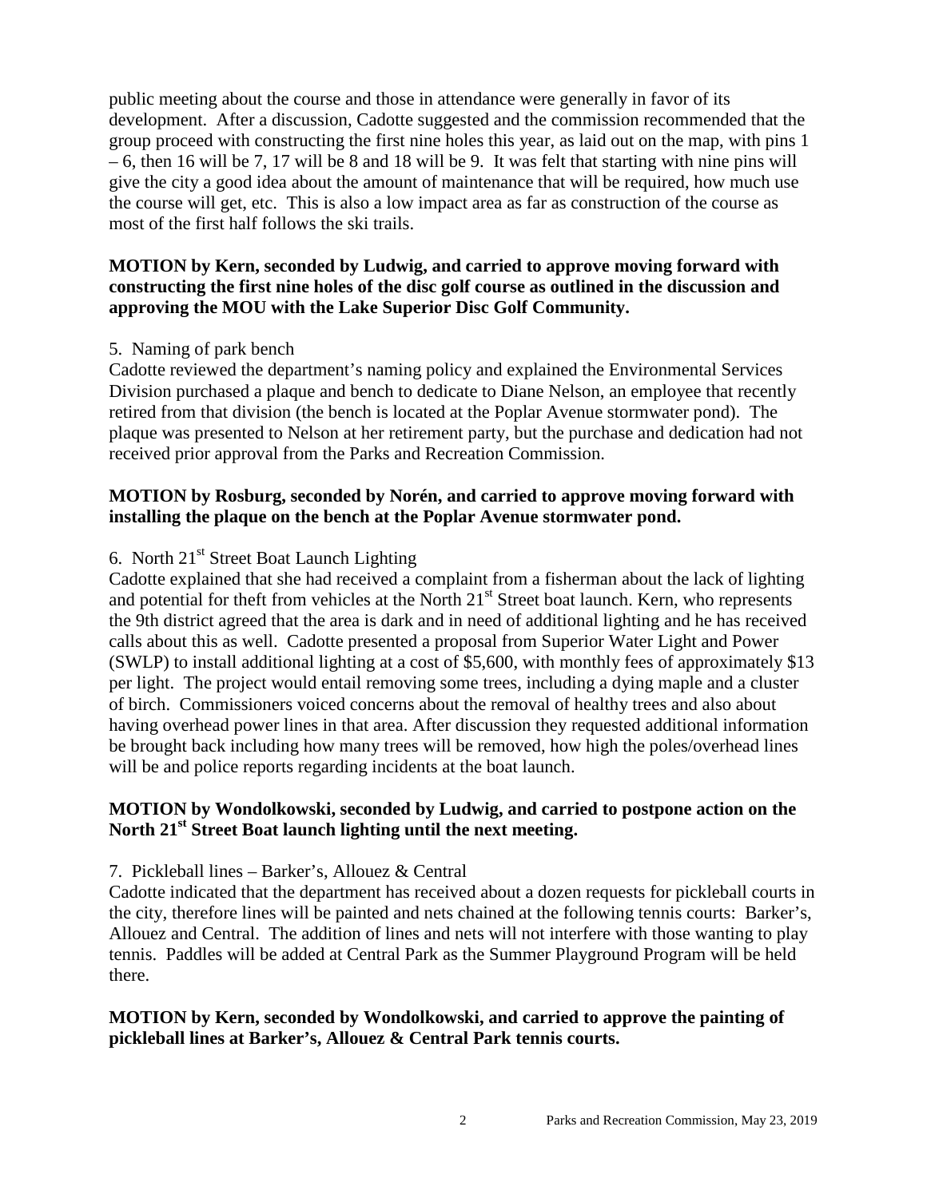public meeting about the course and those in attendance were generally in favor of its development. After a discussion, Cadotte suggested and the commission recommended that the group proceed with constructing the first nine holes this year, as laid out on the map, with pins 1 – 6, then 16 will be 7, 17 will be 8 and 18 will be 9. It was felt that starting with nine pins will give the city a good idea about the amount of maintenance that will be required, how much use the course will get, etc. This is also a low impact area as far as construction of the course as most of the first half follows the ski trails.

**MOTION by Kern, seconded by Ludwig, and carried to approve moving forward with constructing the first nine holes of the disc golf course as outlined in the discussion and approving the MOU with the Lake Superior Disc Golf Community.**

5. Naming of park bench

Cadotte reviewed the department's naming policy and explained the Environmental Services Division purchased a plaque and bench to dedicate to Diane Nelson, an employee that recently retired from that division (the bench is located at the Poplar Avenue stormwater pond). The plaque was presented to Nelson at her retirement party, but the purchase and dedication had not received prior approval from the Parks and Recreation Commission.

**MOTION by Rosburg, seconded by Norén, and carried to approve moving forward with installing the plaque on the bench at the Poplar Avenue stormwater pond.**

6. North 21st Street Boat Launch Lighting

Cadotte explained that she had received a complaint from a fisherman about the lack of lighting and potential for theft from vehicles at the North 21st Street boat launch. Kern, who represents the 9th district agreed that the area is dark and in need of additional lighting and he has received calls about this as well. Cadotte presented a proposal from Superior Water Light and Power (SWLP) to install additional lighting at a cost of $5,600, with monthly fees of approximately $13 per light. The project would entail removing some trees, including a dying maple and a cluster of birch. Commissioners voiced concerns about the removal of healthy trees and also about having overhead power lines in that area. After discussion they requested additional information be brought back including how many trees will be removed, how high the poles/overhead lines will be and police reports regarding incidents at the boat launch.

**MOTION by Wondolkowski, seconded by Ludwig, and carried to postpone action on the North 21st Street Boat launch lighting until the next meeting.**

7. Pickleball lines – Barker's, Allouez & Central

Cadotte indicated that the department has received about a dozen requests for pickleball courts in the city, therefore lines will be painted and nets chained at the following tennis courts: Barker's, Allouez and Central. The addition of lines and nets will not interfere with those wanting to play tennis. Paddles will be added at Central Park as the Summer Playground Program will be held there.

**MOTION by Kern, seconded by Wondolkowski, and carried to approve the painting of pickleball lines at Barker's, Allouez & Central Park tennis courts.**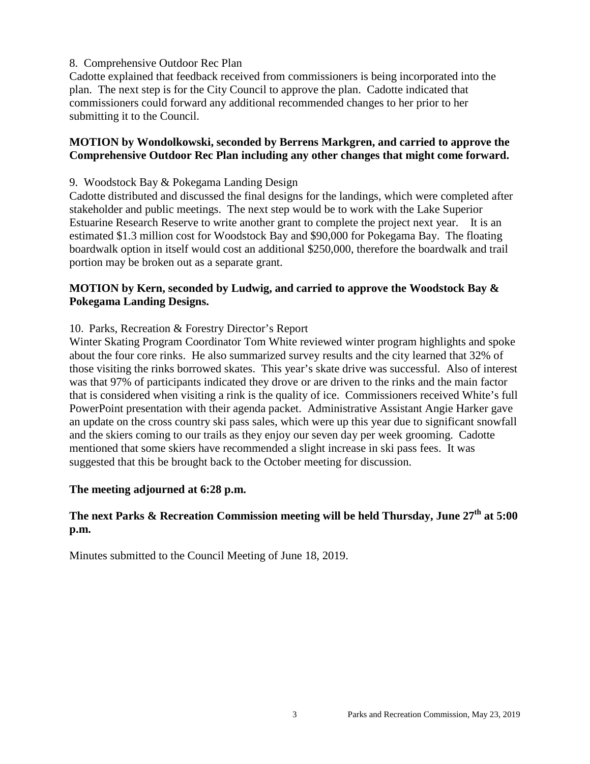8. Comprehensive Outdoor Rec Plan

Cadotte explained that feedback received from commissioners is being incorporated into the plan. The next step is for the City Council to approve the plan. Cadotte indicated that commissioners could forward any additional recommended changes to her prior to her submitting it to the Council.

**MOTION by Wondolkowski, seconded by Berrens Markgren, and carried to approve the Comprehensive Outdoor Rec Plan including any other changes that might come forward.**

9. Woodstock Bay & Pokegama Landing Design

Cadotte distributed and discussed the final designs for the landings, which were completed after stakeholder and public meetings. The next step would be to work with the Lake Superior Estuarine Research Reserve to write another grant to complete the project next year. It is an estimated $1.3 million cost for Woodstock Bay and $90,000 for Pokegama Bay. The floating boardwalk option in itself would cost an additional $250,000, therefore the boardwalk and trail portion may be broken out as a separate grant.

**MOTION by Kern, seconded by Ludwig, and carried to approve the Woodstock Bay & Pokegama Landing Designs.**

10. Parks, Recreation & Forestry Director's Report

Winter Skating Program Coordinator Tom White reviewed winter program highlights and spoke about the four core rinks. He also summarized survey results and the city learned that 32% of those visiting the rinks borrowed skates. This year's skate drive was successful. Also of interest was that 97% of participants indicated they drove or are driven to the rinks and the main factor that is considered when visiting a rink is the quality of ice. Commissioners received White's full PowerPoint presentation with their agenda packet. Administrative Assistant Angie Harker gave an update on the cross country ski pass sales, which were up this year due to significant snowfall and the skiers coming to our trails as they enjoy our seven day per week grooming. Cadotte mentioned that some skiers have recommended a slight increase in ski pass fees. It was suggested that this be brought back to the October meeting for discussion.

**The meeting adjourned at 6:28 p.m.**

**The next Parks & Recreation Commission meeting will be held Thursday, June 27th at 5:00 p.m.**

Minutes submitted to the Council Meeting of June 18, 2019.